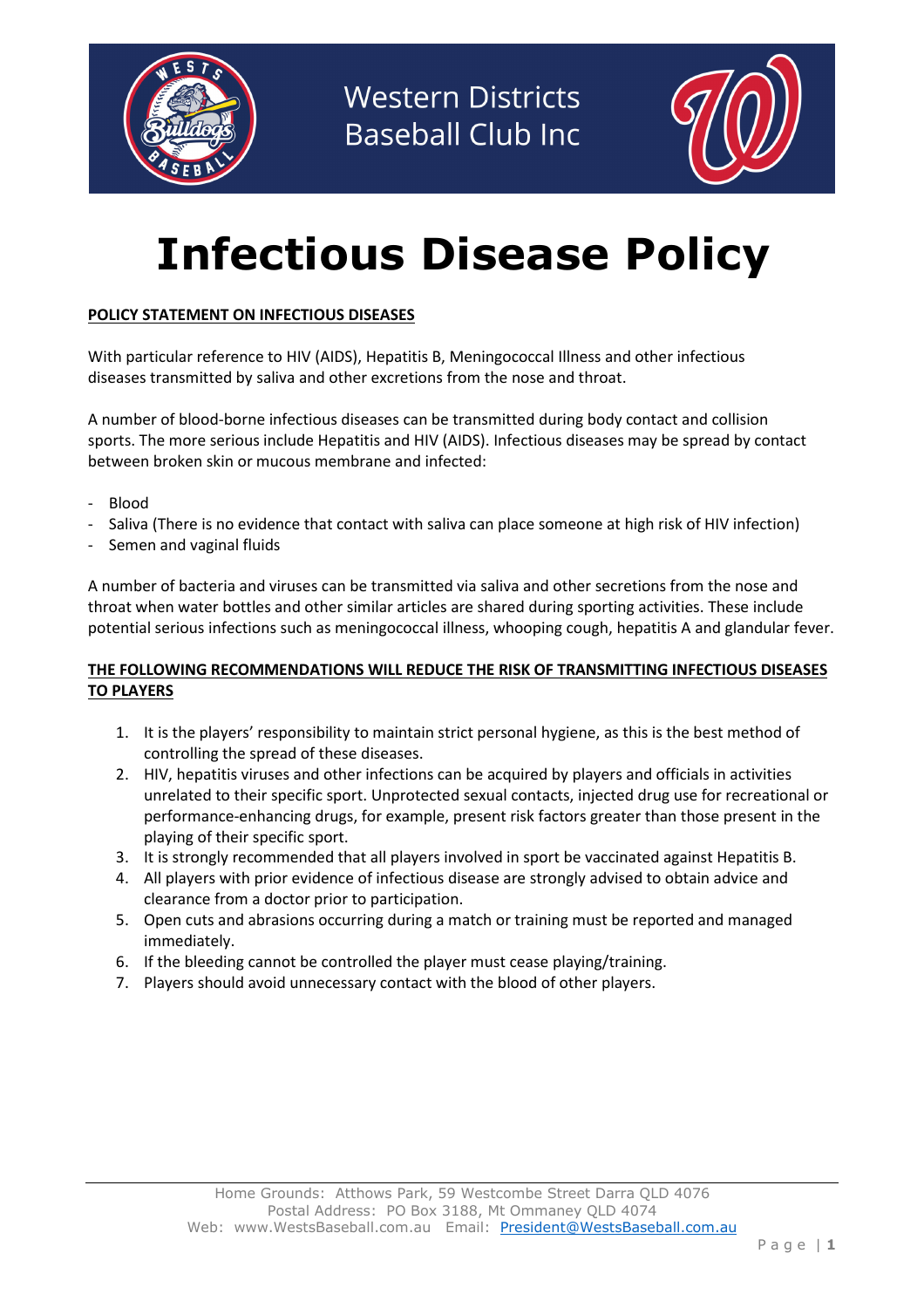Western Districts Baseball Club Inc

# Infectious Disease Policy

**POLICY STATEMENT ON INFECTIOUS DISEASES**

With particular reference to HIV (AIDS), Hepatitis B, Meningococcal Illness and other infectious diseases transmitted by saliva and other excretions from the nose and throat.

A number of blood-borne infectious diseases can be transmitted during body contact and collision sports. The more serious include Hepatitis and HIV (AIDS). Infectious diseases may be spread by contact between broken skin or mucous membrane and infected:

- Blood
- Saliva (There is no evidence that contact with saliva can place someone at high risk of HIV infection)
- Semen and vaginal fluids

A number of bacteria and viruses can be transmitted via saliva and other secretions from the nose and throat when water bottles and other similar articles are shared during sporting activities. These include potential serious infections such as meningococcal illness, whooping cough, hepatitis A and glandular fever.

**THE FOLLOWING RECOMMENDATIONS WILL REDUCE THE RISK OF TRANSMITTING INFECTIOUS DISEASES TO PLAYERS**

1. It is the players' responsibility to maintain strict personal hygiene, as this is the best method of controlling the spread of these diseases.
2. HIV, hepatitis viruses and other infections can be acquired by players and officials in activities unrelated to their specific sport. Unprotected sexual contacts, injected drug use for recreational or performance-enhancing drugs, for example, present risk factors greater than those present in the playing of their specific sport.
3. It is strongly recommended that all players involved in sport be vaccinated against Hepatitis B.
4. All players with prior evidence of infectious disease are strongly advised to obtain advice and clearance from a doctor prior to participation.
5. Open cuts and abrasions occurring during a match or training must be reported and managed immediately.
6. If the bleeding cannot be controlled the player must cease playing/training.
7. Players should avoid unnecessary contact with the blood of other players.

Home Grounds: Atthows Park, 59 Westcombe Street Darra QLD 4076
Postal Address: PO Box 3188, Mt Ommaney QLD 4074
Web: www.WestsBaseball.com.au Email: President@WestsBaseball.com.au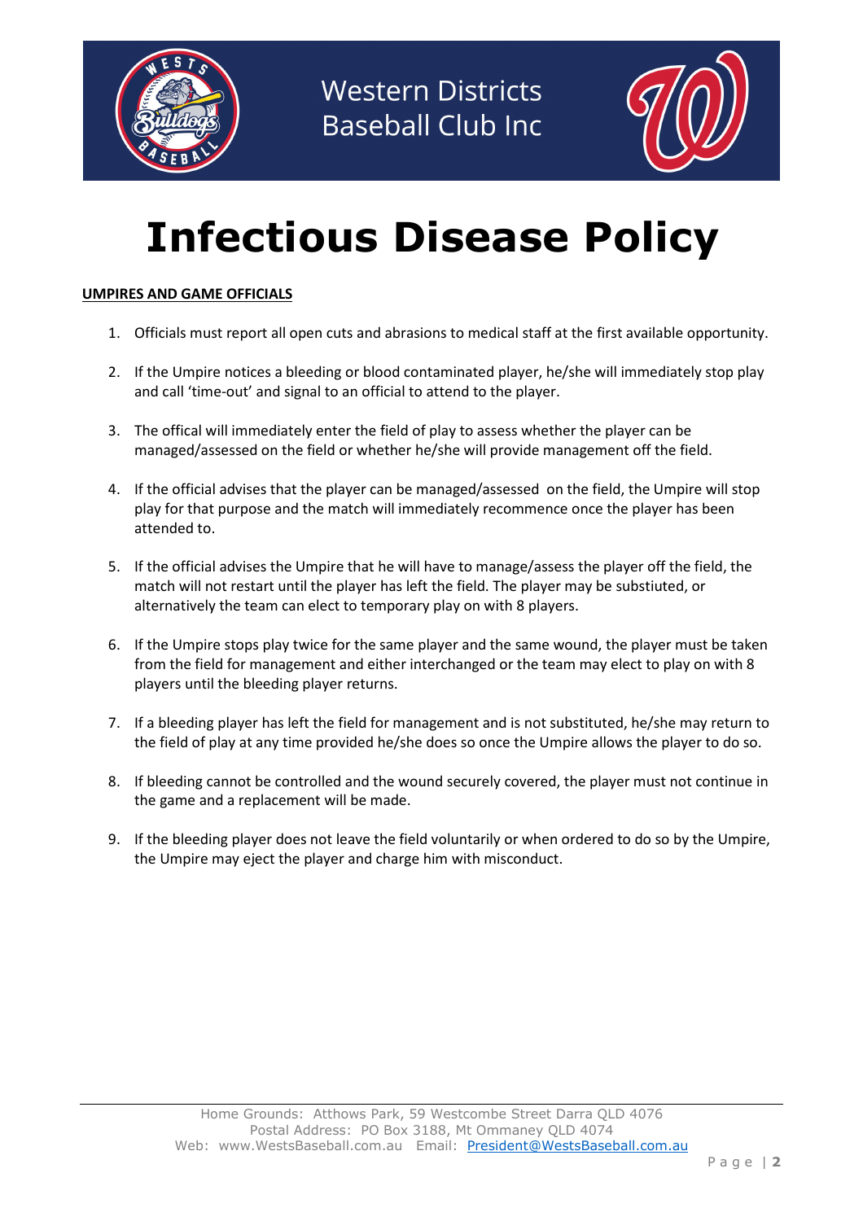# Infectious Disease Policy

**UMPIRES AND GAME OFFICIALS**

1. Officials must report all open cuts and abrasions to medical staff at the first available opportunity.
2. If the Umpire notices a bleeding or blood contaminated player, he/she will immediately stop play and call 'time-out' and signal to an official to attend to the player.
3. The offical will immediately enter the field of play to assess whether the player can be managed/assessed on the field or whether he/she will provide management off the field.
4. If the official advises that the player can be managed/assessed on the field, the Umpire will stop play for that purpose and the match will immediately recommence once the player has been attended to.
5. If the official advises the Umpire that he will have to manage/assess the player off the field, the match will not restart until the player has left the field. The player may be substiuted, or alternatively the team can elect to temporary play on with 8 players.
6. If the Umpire stops play twice for the same player and the same wound, the player must be taken from the field for management and either interchanged or the team may elect to play on with 8 players until the bleeding player returns.
7. If a bleeding player has left the field for management and is not substituted, he/she may return to the field of play at any time provided he/she does so once the Umpire allows the player to do so.
8. If bleeding cannot be controlled and the wound securely covered, the player must not continue in the game and a replacement will be made.
9. If the bleeding player does not leave the field voluntarily or when ordered to do so by the Umpire, the Umpire may eject the player and charge him with misconduct.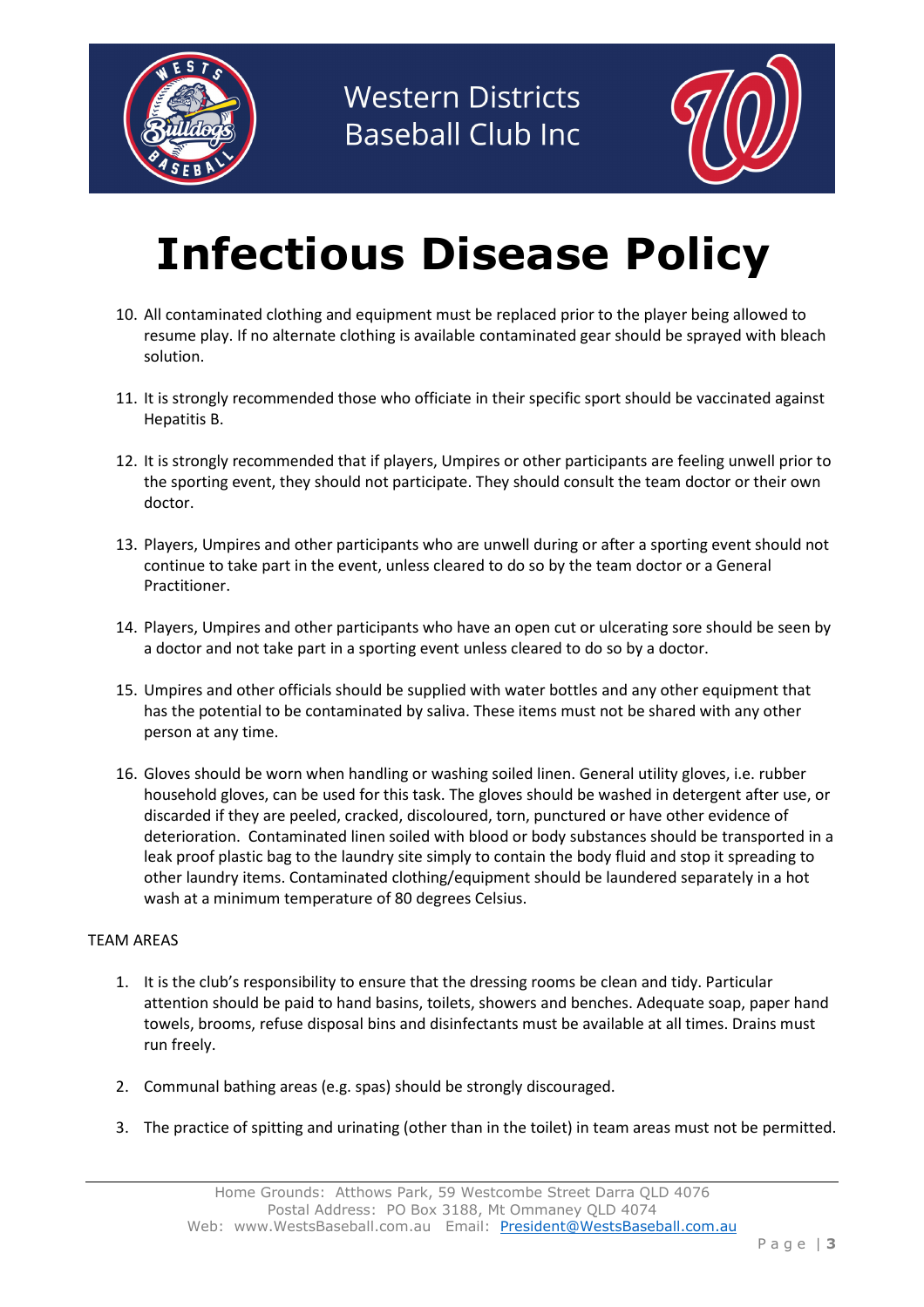# Infectious Disease Policy

10. All contaminated clothing and equipment must be replaced prior to the player being allowed to resume play. If no alternate clothing is available contaminated gear should be sprayed with bleach solution.

11. It is strongly recommended those who officiate in their specific sport should be vaccinated against Hepatitis B.

12. It is strongly recommended that if players, Umpires or other participants are feeling unwell prior to the sporting event, they should not participate. They should consult the team doctor or their own doctor.

13. Players, Umpires and other participants who are unwell during or after a sporting event should not continue to take part in the event, unless cleared to do so by the team doctor or a General Practitioner.

14. Players, Umpires and other participants who have an open cut or ulcerating sore should be seen by a doctor and not take part in a sporting event unless cleared to do so by a doctor.

15. Umpires and other officials should be supplied with water bottles and any other equipment that has the potential to be contaminated by saliva. These items must not be shared with any other person at any time.

16. Gloves should be worn when handling or washing soiled linen. General utility gloves, i.e. rubber household gloves, can be used for this task. The gloves should be washed in detergent after use, or discarded if they are peeled, cracked, discoloured, torn, punctured or have other evidence of deterioration. Contaminated linen soiled with blood or body substances should be transported in a leak proof plastic bag to the laundry site simply to contain the body fluid and stop it spreading to other laundry items. Contaminated clothing/equipment should be laundered separately in a hot wash at a minimum temperature of 80 degrees Celsius.

TEAM AREAS

1. It is the club's responsibility to ensure that the dressing rooms be clean and tidy. Particular attention should be paid to hand basins, toilets, showers and benches. Adequate soap, paper hand towels, brooms, refuse disposal bins and disinfectants must be available at all times. Drains must run freely.

2. Communal bathing areas (e.g. spas) should be strongly discouraged.

3. The practice of spitting and urinating (other than in the toilet) in team areas must not be permitted.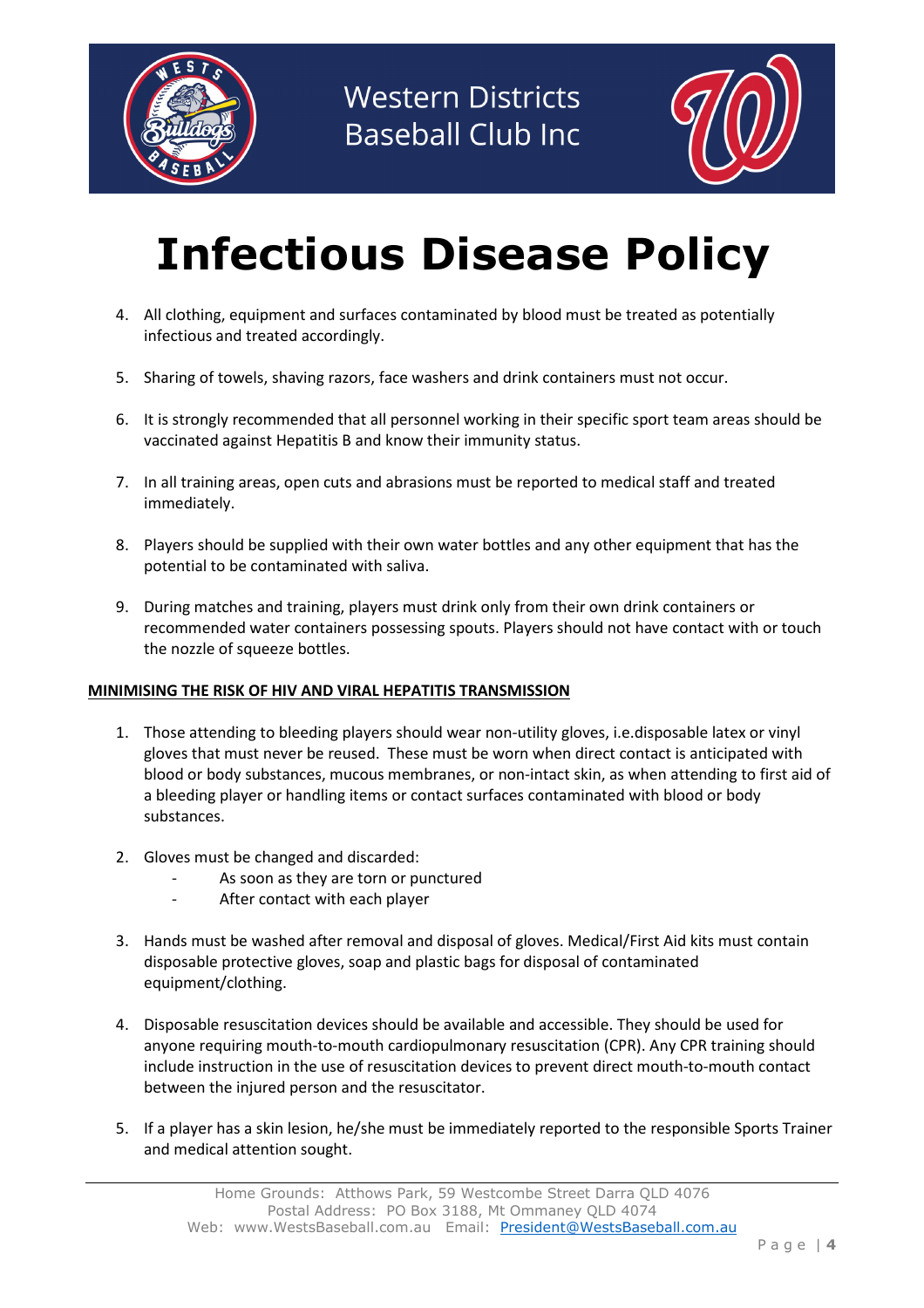# Infectious Disease Policy

4. All clothing, equipment and surfaces contaminated by blood must be treated as potentially infectious and treated accordingly.

5. Sharing of towels, shaving razors, face washers and drink containers must not occur.

6. It is strongly recommended that all personnel working in their specific sport team areas should be vaccinated against Hepatitis B and know their immunity status.

7. In all training areas, open cuts and abrasions must be reported to medical staff and treated immediately.

8. Players should be supplied with their own water bottles and any other equipment that has the potential to be contaminated with saliva.

9. During matches and training, players must drink only from their own drink containers or recommended water containers possessing spouts. Players should not have contact with or touch the nozzle of squeeze bottles.

**<u>MINIMISING THE RISK OF HIV AND VIRAL HEPATITIS TRANSMISSION</u>**

1. Those attending to bleeding players should wear non-utility gloves, i.e.disposable latex or vinyl gloves that must never be reused. These must be worn when direct contact is anticipated with blood or body substances, mucous membranes, or non-intact skin, as when attending to first aid of a bleeding player or handling items or contact surfaces contaminated with blood or body substances.

2. Gloves must be changed and discarded:
   - As soon as they are torn or punctured
   - After contact with each player

3. Hands must be washed after removal and disposal of gloves. Medical/First Aid kits must contain disposable protective gloves, soap and plastic bags for disposal of contaminated equipment/clothing.

4. Disposable resuscitation devices should be available and accessible. They should be used for anyone requiring mouth-to-mouth cardiopulmonary resuscitation (CPR). Any CPR training should include instruction in the use of resuscitation devices to prevent direct mouth-to-mouth contact between the injured person and the resuscitator.

5. If a player has a skin lesion, he/she must be immediately reported to the responsible Sports Trainer and medical attention sought.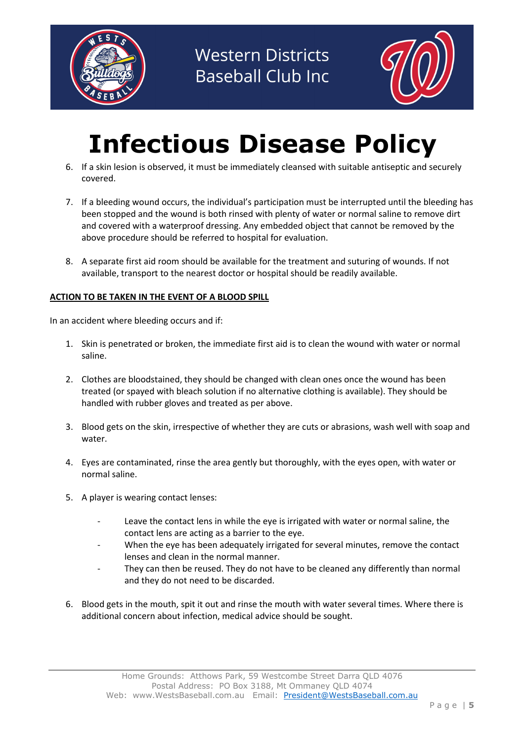# Infectious Disease Policy

6. If a skin lesion is observed, it must be immediately cleansed with suitable antiseptic and securely covered.

7. If a bleeding wound occurs, the individual's participation must be interrupted until the bleeding has been stopped and the wound is both rinsed with plenty of water or normal saline to remove dirt and covered with a waterproof dressing. Any embedded object that cannot be removed by the above procedure should be referred to hospital for evaluation.

8. A separate first aid room should be available for the treatment and suturing of wounds. If not available, transport to the nearest doctor or hospital should be readily available.

**ACTION TO BE TAKEN IN THE EVENT OF A BLOOD SPILL**

In an accident where bleeding occurs and if:

1. Skin is penetrated or broken, the immediate first aid is to clean the wound with water or normal saline.

2. Clothes are bloodstained, they should be changed with clean ones once the wound has been treated (or spayed with bleach solution if no alternative clothing is available). They should be handled with rubber gloves and treated as per above.

3. Blood gets on the skin, irrespective of whether they are cuts or abrasions, wash well with soap and water.

4. Eyes are contaminated, rinse the area gently but thoroughly, with the eyes open, with water or normal saline.

5. A player is wearing contact lenses:

   - Leave the contact lens in while the eye is irrigated with water or normal saline, the contact lens are acting as a barrier to the eye.
   - When the eye has been adequately irrigated for several minutes, remove the contact lenses and clean in the normal manner.
   - They can then be reused. They do not have to be cleaned any differently than normal and they do not need to be discarded.

6. Blood gets in the mouth, spit it out and rinse the mouth with water several times. Where there is additional concern about infection, medical advice should be sought.